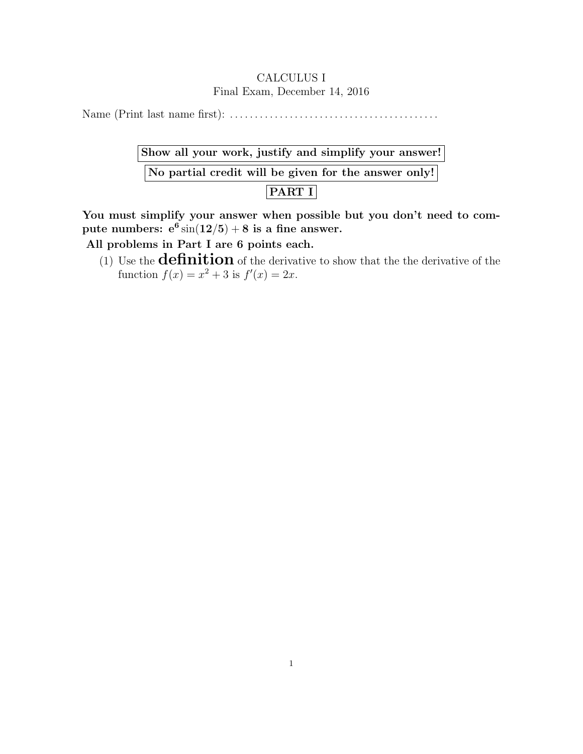CALCULUS I

Final Exam, December 14, 2016

Name (Print last name first): ........................................

**Show all your work, justify and simplify your answer!**

**No partial credit will be given for the answer only!**

**PART I**

**You must simplify your answer when possible but you don't need to compute numbers: $\mathbf{e^6}\sin(\mathbf{12/5}) + \mathbf{8}$ is a fine answer.**

**All problems in Part I are 6 points each.**

(1) Use the **definition** of the derivative to show that the the derivative of the function $f(x) = x^2 + 3$ is $f'(x) = 2x$.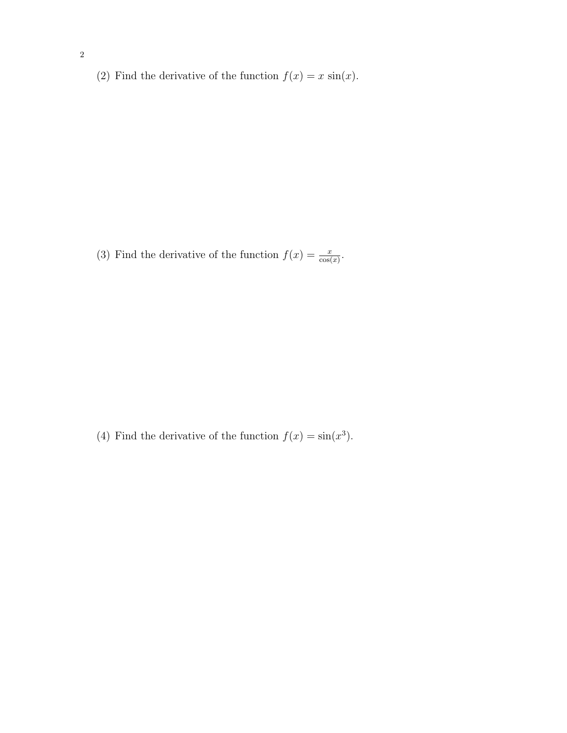(2) Find the derivative of the function $f(x) = x \sin(x)$.

(3) Find the derivative of the function $f(x) = \frac{x}{\cos(x)}$.

(4) Find the derivative of the function $f(x) = \sin(x^3)$.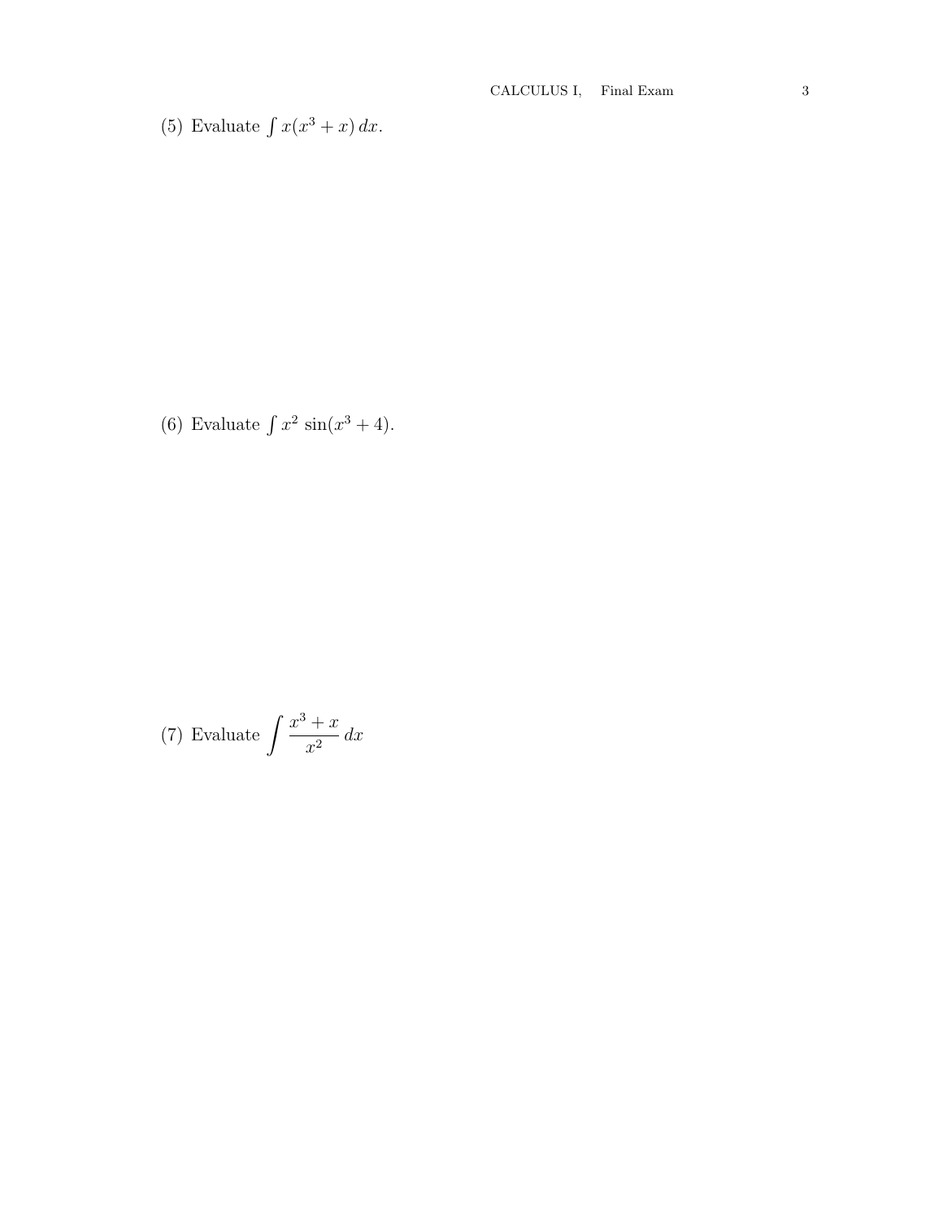(5) Evaluate $\int x(x^3 + x)\, dx$.

(6) Evaluate $\int x^2 \sin(x^3 + 4)$.

(7) Evaluate $\displaystyle\int \frac{x^3 + x}{x^2}\, dx$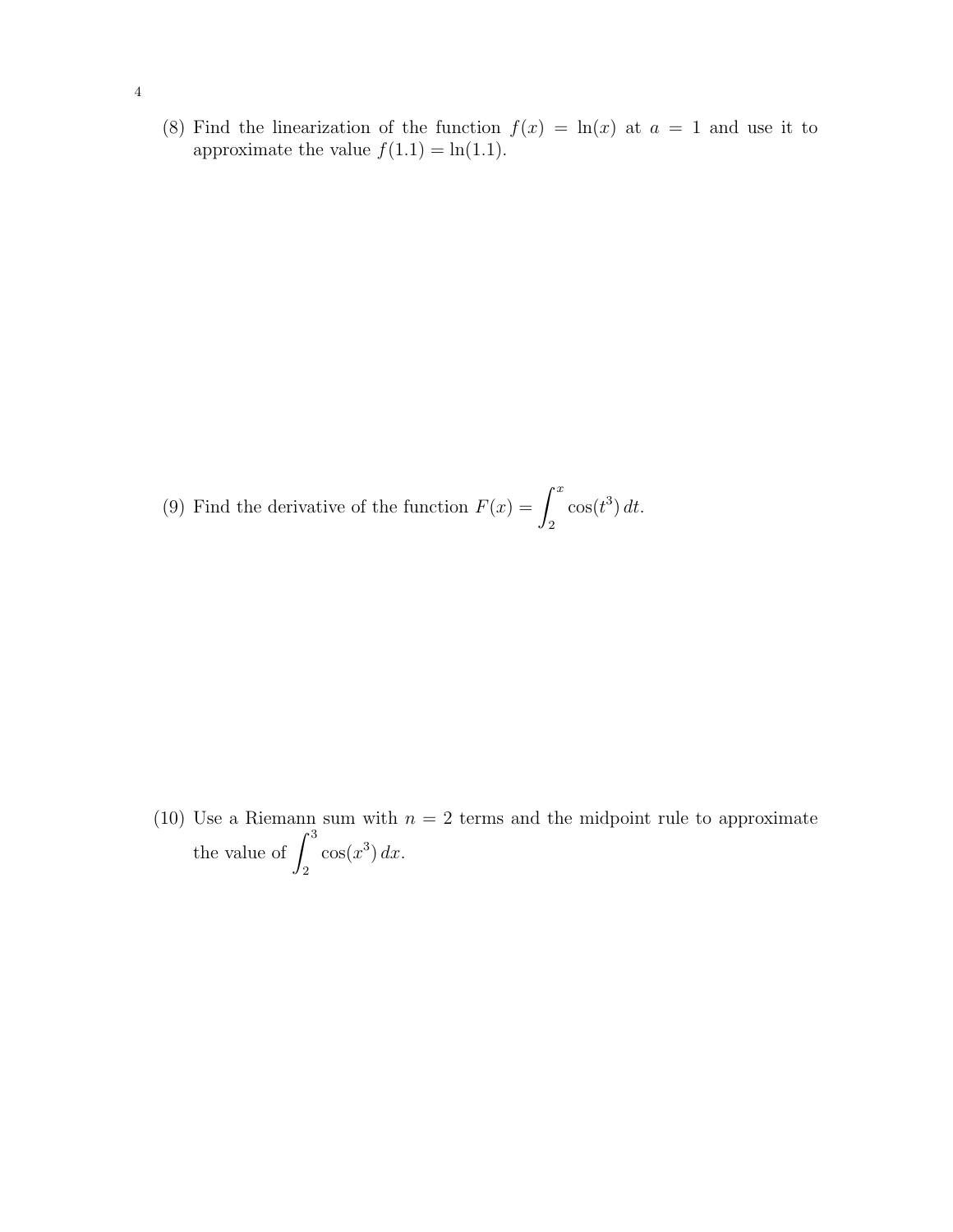(8) Find the linearization of the function $f(x) = \ln(x)$ at $a = 1$ and use it to approximate the value $f(1.1) = \ln(1.1)$.

(9) Find the derivative of the function $F(x) = \int_2^x \cos(t^3)\, dt$.

(10) Use a Riemann sum with $n = 2$ terms and the midpoint rule to approximate the value of $\int_2^3 \cos(x^3)\, dx$.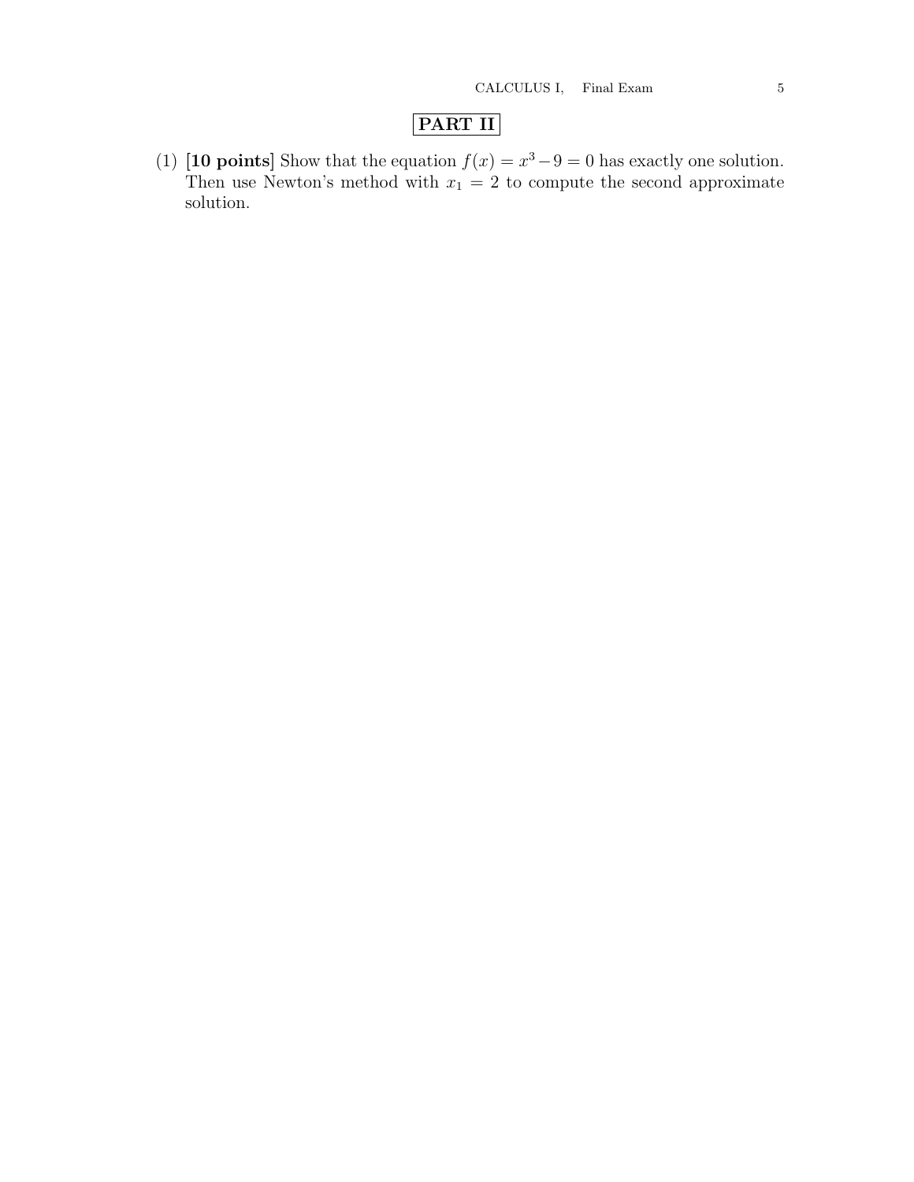## PART II

(1) **[10 points]** Show that the equation $f(x) = x^3 - 9 = 0$ has exactly one solution. Then use Newton's method with $x_1 = 2$ to compute the second approximate solution.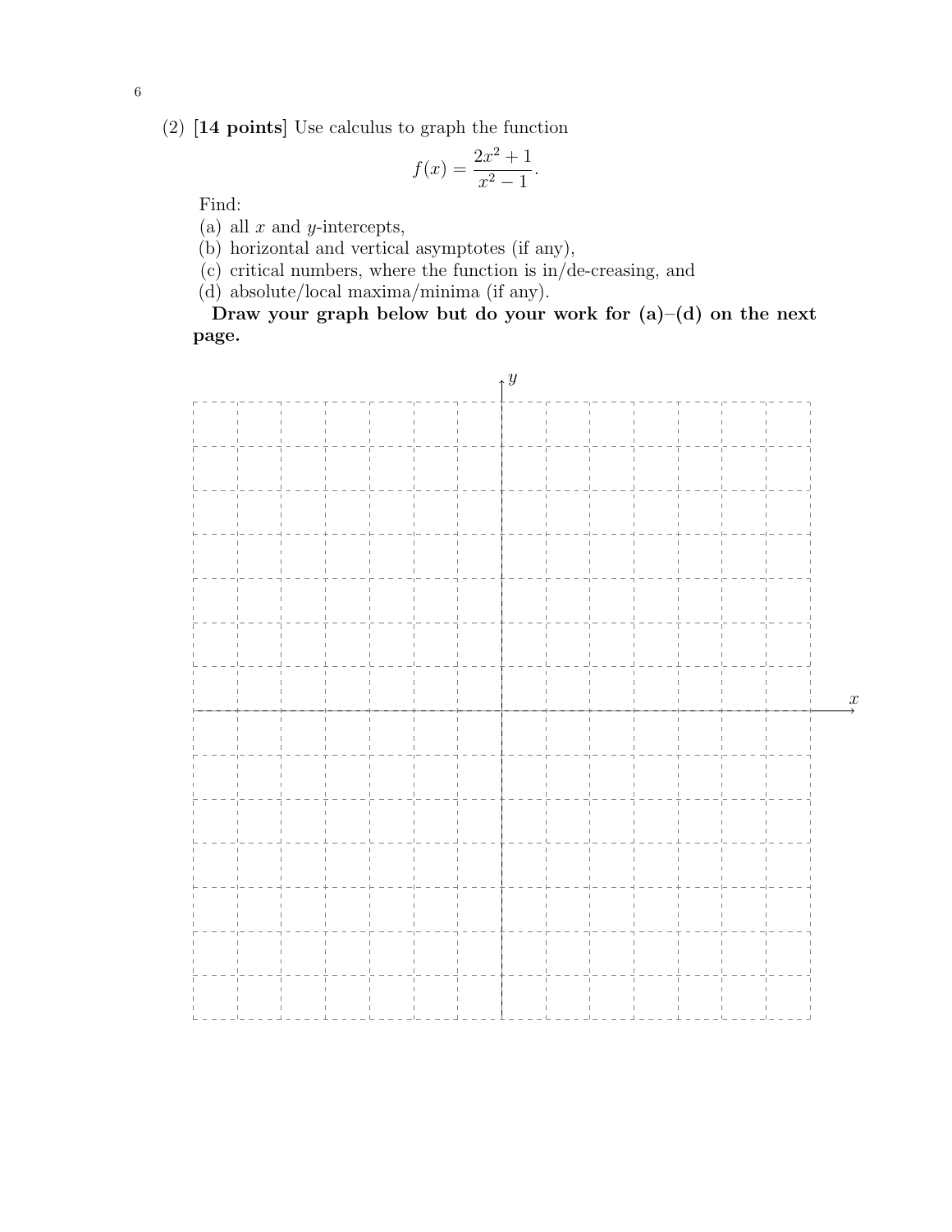(2) **[14 points]** Use calculus to graph the function

$$f(x) = \frac{2x^2 + 1}{x^2 - 1}.$$

Find:

(a) all $x$ and $y$-intercepts,

(b) horizontal and vertical asymptotes (if any),

(c) critical numbers, where the function is in/de-creasing, and

(d) absolute/local maxima/minima (if any).

**Draw your graph below but do your work for (a)–(d) on the next page.**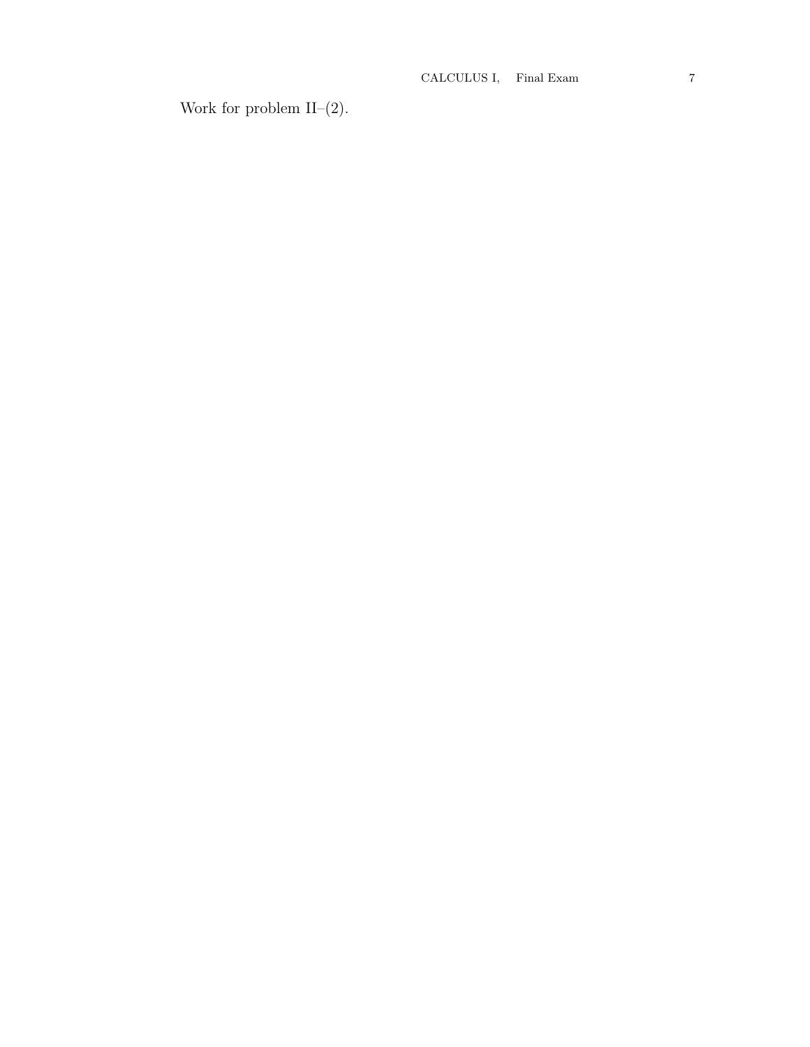Work for problem II–(2).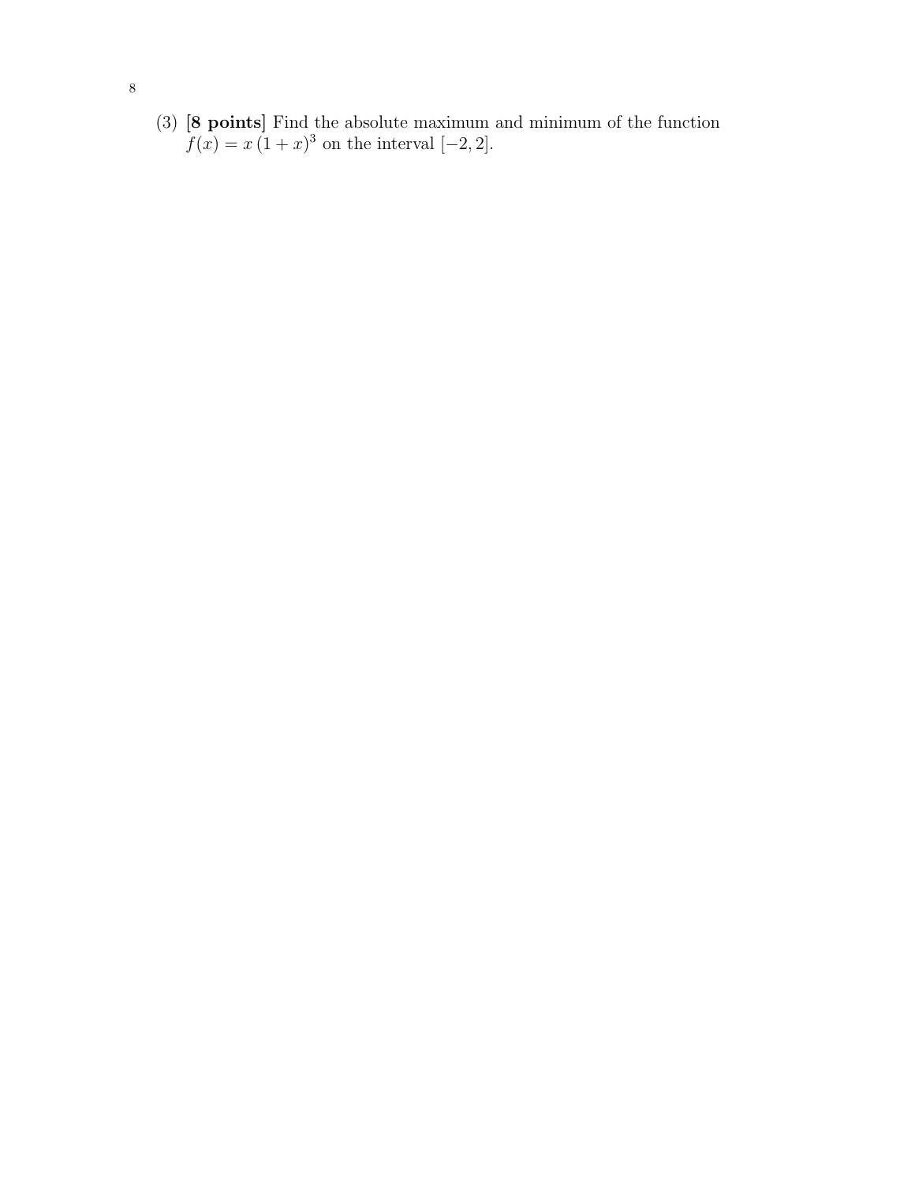(3) **[8 points]** Find the absolute maximum and minimum of the function $f(x) = x\,(1 + x)^3$ on the interval $[-2, 2]$.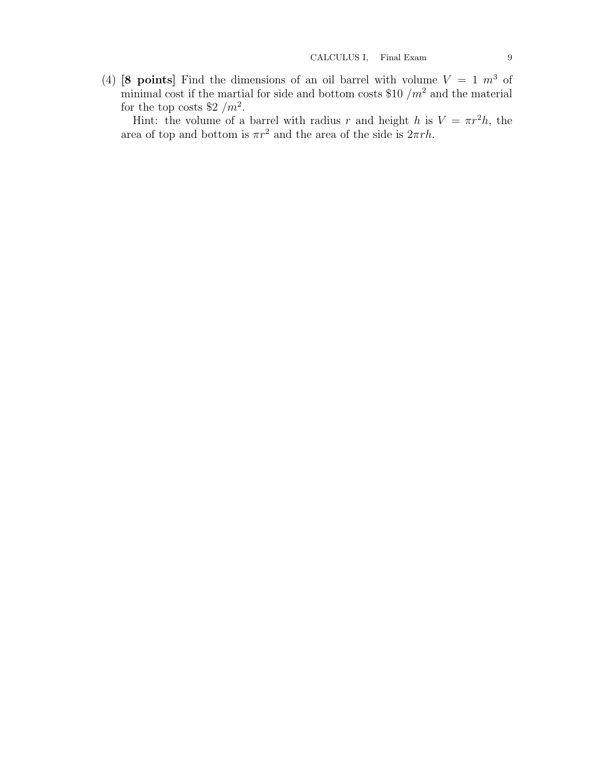(4) **[8 points]** Find the dimensions of an oil barrel with volume $V = 1\ m^3$ of minimal cost if the martial for side and bottom costs \$10 $/m^2$ and the material for the top costs \$2 $/m^2$.

Hint: the volume of a barrel with radius $r$ and height $h$ is $V = \pi r^2 h$, the area of top and bottom is $\pi r^2$ and the area of the side is $2\pi r h$.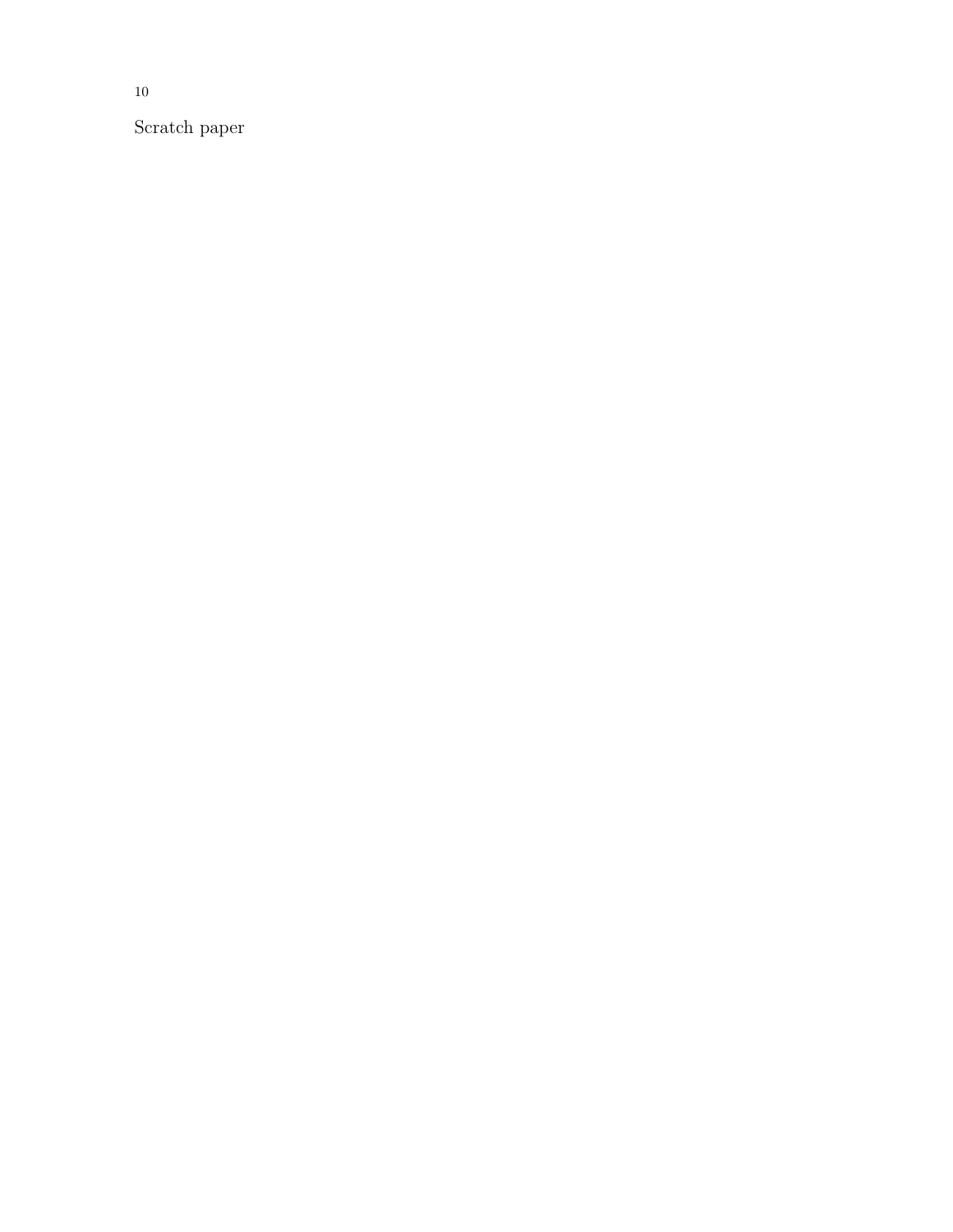Scratch paper